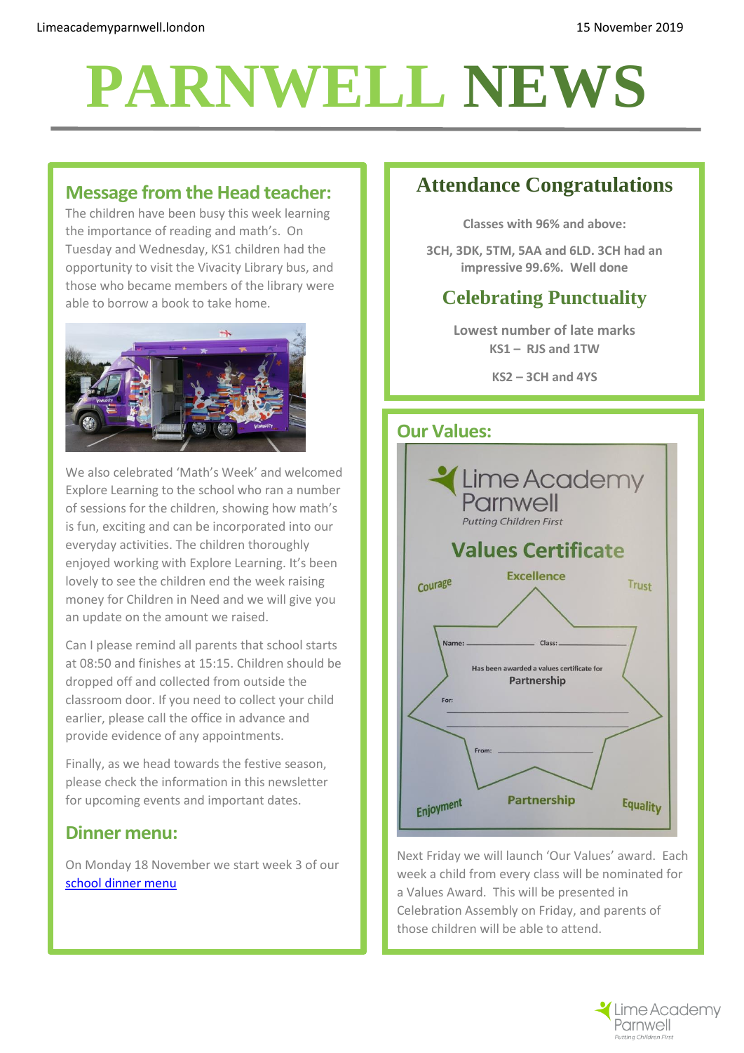Limeacademyparnwell.london

15 November 2019

# PARNWELL NEWS

## Message from the Head teacher:

The children have been busy this week learning the importance of reading and math's. On Tuesday and Wednesday, KS1 children had the opportunity to visit the Vivacity Library bus, and those who became members of the library were able to borrow a book to take home.

We also celebrated 'Math's Week' and welcomed Explore Learning to the school who ran a number of sessions for the children, showing how math's is fun, exciting and can be incorporated into our everyday activities. The children thoroughly enjoyed working with Explore Learning. It's been lovely to see the children end the week raising money for Children in Need and we will give you an update on the amount we raised.

Can I please remind all parents that school starts at 08:50 and finishes at 15:15. Children should be dropped off and collected from outside the classroom door. If you need to collect your child earlier, please call the office in advance and provide evidence of any appointments.

Finally, as we head towards the festive season, please check the information in this newsletter for upcoming events and important dates.

## Dinner menu:

On Monday 18 November we start week 3 of our [school dinner menu]

## Attendance Congratulations

**Classes with 96% and above:**

**3CH, 3DK, 5TM, 5AA and 6LD. 3CH had an impressive 99.6%. Well done**

## Celebrating Punctuality

**Lowest number of late marks**

**KS1 – RJS and 1TW**

**KS2 – 3CH and 4YS**

## Our Values:

Next Friday we will launch 'Our Values' award. Each week a child from every class will be nominated for a Values Award. This will be presented in Celebration Assembly on Friday, and parents of those children will be able to attend.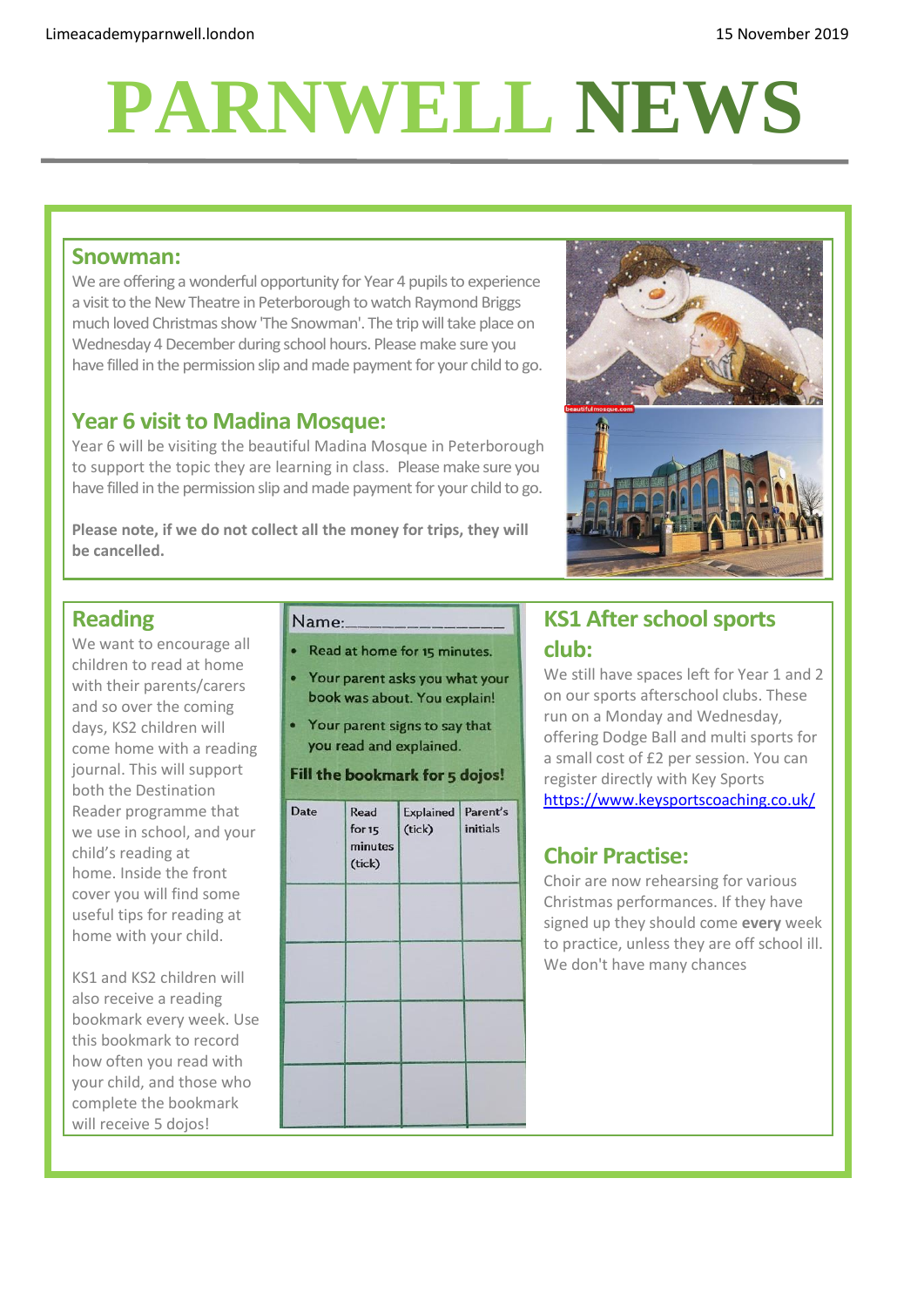Limeacademyparnwell.london

15 November 2019

# PARNWELL NEWS

## Snowman:

We are offering a wonderful opportunity for Year 4 pupils to experience a visit to the New Theatre in Peterborough to watch Raymond Briggs much loved Christmas show 'The Snowman'. The trip will take place on Wednesday 4 December during school hours. Please make sure you have filled in the permission slip and made payment for your child to go.

## Year 6 visit to Madina Mosque:

Year 6 will be visiting the beautiful Madina Mosque in Peterborough to support the topic they are learning in class. Please make sure you have filled in the permission slip and made payment for your child to go.

**Please note, if we do not collect all the money for trips, they will be cancelled.**

## Reading

We want to encourage all children to read at home with their parents/carers and so over the coming days, KS2 children will come home with a reading journal. This will support both the Destination Reader programme that we use in school, and your child's reading at home. Inside the front cover you will find some useful tips for reading at home with your child.

KS1 and KS2 children will also receive a reading bookmark every week. Use this bookmark to record how often you read with your child, and those who complete the bookmark will receive 5 dojos!

Name:_______________

- Read at home for 15 minutes.
- Your parent asks you what your book was about. You explain!
- Your parent signs to say that you read and explained.

**Fill the bookmark for 5 dojos!**

| Date | Read for 15 minutes (tick) | Explained (tick) | Parent's initials |
|---|---|---|---|
| | | | |
| | | | |
| | | | |
| | | | |

## KS1 After school sports club:

We still have spaces left for Year 1 and 2 on our sports afterschool clubs. These run on a Monday and Wednesday, offering Dodge Ball and multi sports for a small cost of £2 per session. You can register directly with Key Sports https://www.keysportscoaching.co.uk/

## Choir Practise:

Choir are now rehearsing for various Christmas performances. If they have signed up they should come **every** week to practice, unless they are off school ill. We don't have many chances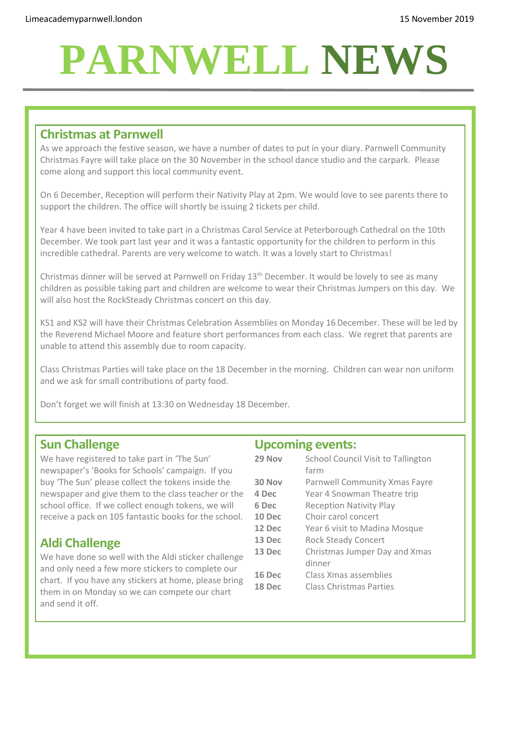# PARNWELL NEWS

## Christmas at Parnwell

As we approach the festive season, we have a number of dates to put in your diary. Parnwell Community Christmas Fayre will take place on the 30 November in the school dance studio and the carpark. Please come along and support this local community event.

On 6 December, Reception will perform their Nativity Play at 2pm. We would love to see parents there to support the children. The office will shortly be issuing 2 tickets per child.

Year 4 have been invited to take part in a Christmas Carol Service at Peterborough Cathedral on the 10th December. We took part last year and it was a fantastic opportunity for the children to perform in this incredible cathedral. Parents are very welcome to watch. It was a lovely start to Christmas!

Christmas dinner will be served at Parnwell on Friday 13th December. It would be lovely to see as many children as possible taking part and children are welcome to wear their Christmas Jumpers on this day. We will also host the RockSteady Christmas concert on this day.

KS1 and KS2 will have their Christmas Celebration Assemblies on Monday 16 December. These will be led by the Reverend Michael Moore and feature short performances from each class. We regret that parents are unable to attend this assembly due to room capacity.

Class Christmas Parties will take place on the 18 December in the morning. Children can wear non uniform and we ask for small contributions of party food.

Don't forget we will finish at 13:30 on Wednesday 18 December.

## Sun Challenge

We have registered to take part in 'The Sun' newspaper's 'Books for Schools' campaign. If you buy 'The Sun' please collect the tokens inside the newspaper and give them to the class teacher or the school office. If we collect enough tokens, we will receive a pack on 105 fantastic books for the school.

## Aldi Challenge

We have done so well with the Aldi sticker challenge and only need a few more stickers to complete our chart. If you have any stickers at home, please bring them in on Monday so we can compete our chart and send it off.

## Upcoming events:

| | |
|---|---|
| **29 Nov** | School Council Visit to Tallington farm |
| **30 Nov** | Parnwell Community Xmas Fayre |
| **4 Dec** | Year 4 Snowman Theatre trip |
| **6 Dec** | Reception Nativity Play |
| **10 Dec** | Choir carol concert |
| **12 Dec** | Year 6 visit to Madina Mosque |
| **13 Dec** | Rock Steady Concert |
| **13 Dec** | Christmas Jumper Day and Xmas dinner |
| **16 Dec** | Class Xmas assemblies |
| **18 Dec** | Class Christmas Parties |